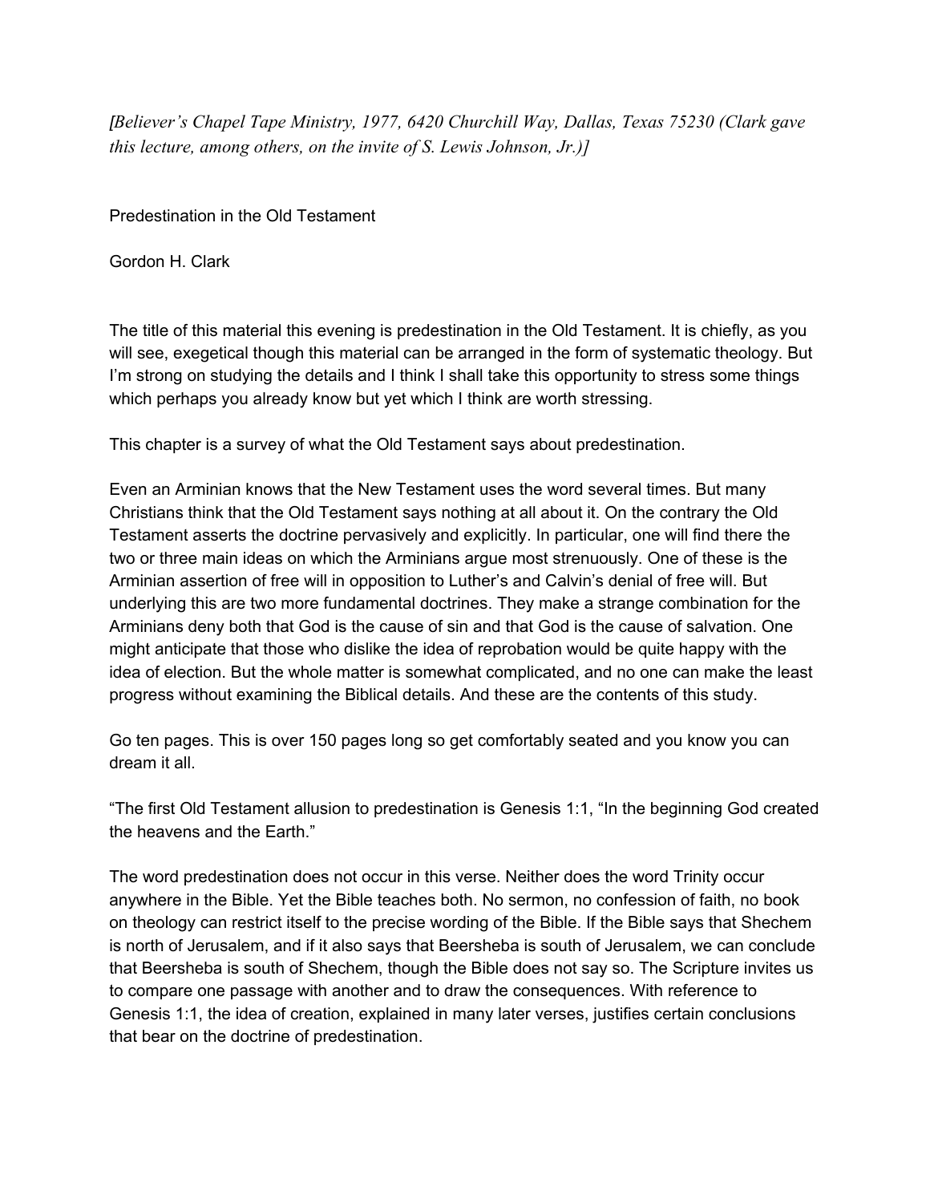*[Believer's Chapel Tape Ministry, 1977, 6420 Churchill Way, Dallas, Texas 75230 (Clark gave this lecture, among others, on the invite of S. Lewis Johnson, Jr.)]*

Predestination in the Old Testament

Gordon H. Clark

The title of this material this evening is predestination in the Old Testament. It is chiefly, as you will see, exegetical though this material can be arranged in the form of systematic theology. But I'm strong on studying the details and I think I shall take this opportunity to stress some things which perhaps you already know but yet which I think are worth stressing.

This chapter is a survey of what the Old Testament says about predestination.

Even an Arminian knows that the New Testament uses the word several times. But many Christians think that the Old Testament says nothing at all about it. On the contrary the Old Testament asserts the doctrine pervasively and explicitly. In particular, one will find there the two or three main ideas on which the Arminians argue most strenuously. One of these is the Arminian assertion of free will in opposition to Luther's and Calvin's denial of free will. But underlying this are two more fundamental doctrines. They make a strange combination for the Arminians deny both that God is the cause of sin and that God is the cause of salvation. One might anticipate that those who dislike the idea of reprobation would be quite happy with the idea of election. But the whole matter is somewhat complicated, and no one can make the least progress without examining the Biblical details. And these are the contents of this study.

Go ten pages. This is over 150 pages long so get comfortably seated and you know you can dream it all.

"The first Old Testament allusion to predestination is Genesis 1:1, "In the beginning God created the heavens and the Earth."

The word predestination does not occur in this verse. Neither does the word Trinity occur anywhere in the Bible. Yet the Bible teaches both. No sermon, no confession of faith, no book on theology can restrict itself to the precise wording of the Bible. If the Bible says that Shechem is north of Jerusalem, and if it also says that Beersheba is south of Jerusalem, we can conclude that Beersheba is south of Shechem, though the Bible does not say so. The Scripture invites us to compare one passage with another and to draw the consequences. With reference to Genesis 1:1, the idea of creation, explained in many later verses, justifies certain conclusions that bear on the doctrine of predestination.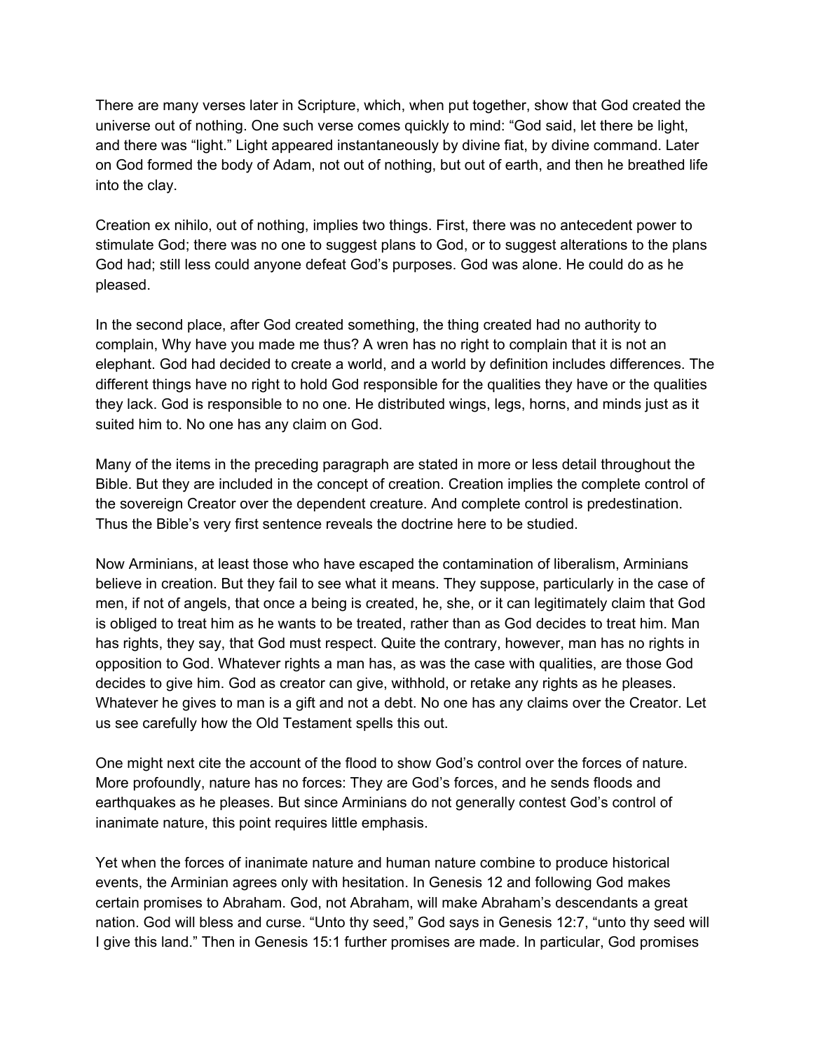There are many verses later in Scripture, which, when put together, show that God created the universe out of nothing. One such verse comes quickly to mind: "God said, let there be light, and there was "light." Light appeared instantaneously by divine fiat, by divine command. Later on God formed the body of Adam, not out of nothing, but out of earth, and then he breathed life into the clay.

Creation ex nihilo, out of nothing, implies two things. First, there was no antecedent power to stimulate God; there was no one to suggest plans to God, or to suggest alterations to the plans God had; still less could anyone defeat God's purposes. God was alone. He could do as he pleased.

In the second place, after God created something, the thing created had no authority to complain, Why have you made me thus? A wren has no right to complain that it is not an elephant. God had decided to create a world, and a world by definition includes differences. The different things have no right to hold God responsible for the qualities they have or the qualities they lack. God is responsible to no one. He distributed wings, legs, horns, and minds just as it suited him to. No one has any claim on God.

Many of the items in the preceding paragraph are stated in more or less detail throughout the Bible. But they are included in the concept of creation. Creation implies the complete control of the sovereign Creator over the dependent creature. And complete control is predestination. Thus the Bible's very first sentence reveals the doctrine here to be studied.

Now Arminians, at least those who have escaped the contamination of liberalism, Arminians believe in creation. But they fail to see what it means. They suppose, particularly in the case of men, if not of angels, that once a being is created, he, she, or it can legitimately claim that God is obliged to treat him as he wants to be treated, rather than as God decides to treat him. Man has rights, they say, that God must respect. Quite the contrary, however, man has no rights in opposition to God. Whatever rights a man has, as was the case with qualities, are those God decides to give him. God as creator can give, withhold, or retake any rights as he pleases. Whatever he gives to man is a gift and not a debt. No one has any claims over the Creator. Let us see carefully how the Old Testament spells this out.

One might next cite the account of the flood to show God's control over the forces of nature. More profoundly, nature has no forces: They are God's forces, and he sends floods and earthquakes as he pleases. But since Arminians do not generally contest God's control of inanimate nature, this point requires little emphasis.

Yet when the forces of inanimate nature and human nature combine to produce historical events, the Arminian agrees only with hesitation. In Genesis 12 and following God makes certain promises to Abraham. God, not Abraham, will make Abraham's descendants a great nation. God will bless and curse. "Unto thy seed," God says in Genesis 12:7, "unto thy seed will I give this land." Then in Genesis 15:1 further promises are made. In particular, God promises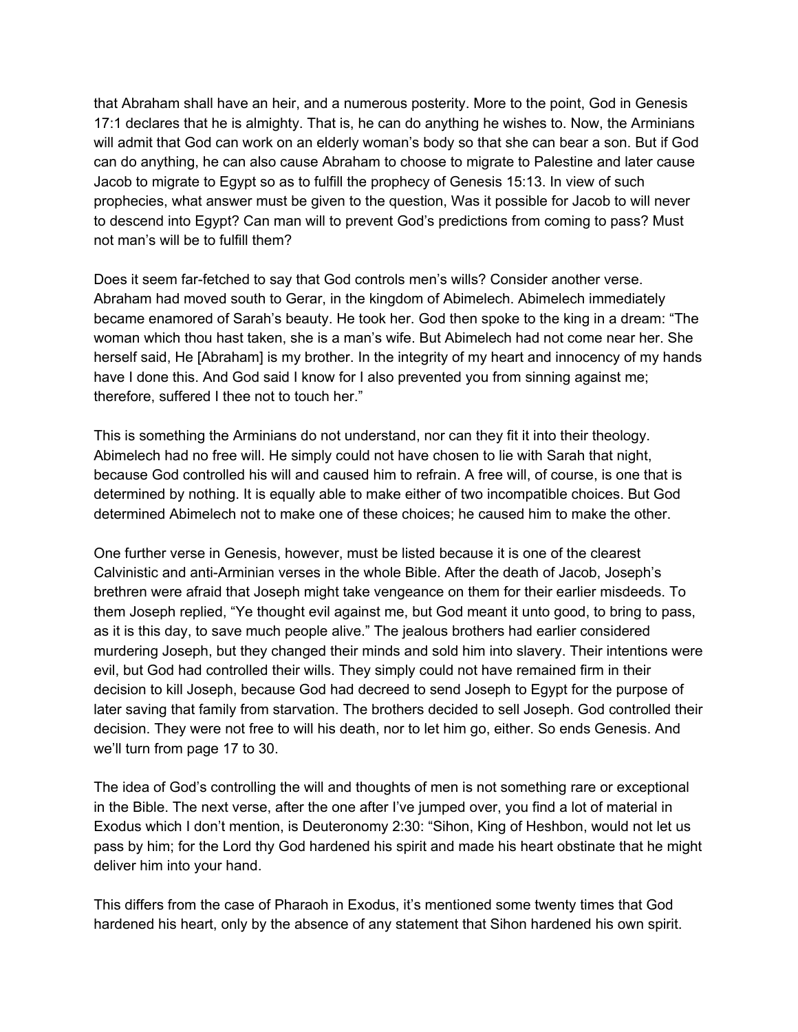that Abraham shall have an heir, and a numerous posterity. More to the point, God in Genesis 17:1 declares that he is almighty. That is, he can do anything he wishes to. Now, the Arminians will admit that God can work on an elderly woman's body so that she can bear a son. But if God can do anything, he can also cause Abraham to choose to migrate to Palestine and later cause Jacob to migrate to Egypt so as to fulfill the prophecy of Genesis 15:13. In view of such prophecies, what answer must be given to the question, Was it possible for Jacob to will never to descend into Egypt? Can man will to prevent God's predictions from coming to pass? Must not man's will be to fulfill them?

Does it seem far-fetched to say that God controls men's wills? Consider another verse. Abraham had moved south to Gerar, in the kingdom of Abimelech. Abimelech immediately became enamored of Sarah's beauty. He took her. God then spoke to the king in a dream: "The woman which thou hast taken, she is a man's wife. But Abimelech had not come near her. She herself said, He [Abraham] is my brother. In the integrity of my heart and innocency of my hands have I done this. And God said I know for I also prevented you from sinning against me; therefore, suffered I thee not to touch her."

This is something the Arminians do not understand, nor can they fit it into their theology. Abimelech had no free will. He simply could not have chosen to lie with Sarah that night, because God controlled his will and caused him to refrain. A free will, of course, is one that is determined by nothing. It is equally able to make either of two incompatible choices. But God determined Abimelech not to make one of these choices; he caused him to make the other.

One further verse in Genesis, however, must be listed because it is one of the clearest Calvinistic and anti-Arminian verses in the whole Bible. After the death of Jacob, Joseph's brethren were afraid that Joseph might take vengeance on them for their earlier misdeeds. To them Joseph replied, "Ye thought evil against me, but God meant it unto good, to bring to pass, as it is this day, to save much people alive." The jealous brothers had earlier considered murdering Joseph, but they changed their minds and sold him into slavery. Their intentions were evil, but God had controlled their wills. They simply could not have remained firm in their decision to kill Joseph, because God had decreed to send Joseph to Egypt for the purpose of later saving that family from starvation. The brothers decided to sell Joseph. God controlled their decision. They were not free to will his death, nor to let him go, either. So ends Genesis. And we'll turn from page 17 to 30.

The idea of God's controlling the will and thoughts of men is not something rare or exceptional in the Bible. The next verse, after the one after I've jumped over, you find a lot of material in Exodus which I don't mention, is Deuteronomy 2:30: "Sihon, King of Heshbon, would not let us pass by him; for the Lord thy God hardened his spirit and made his heart obstinate that he might deliver him into your hand.

This differs from the case of Pharaoh in Exodus, it's mentioned some twenty times that God hardened his heart, only by the absence of any statement that Sihon hardened his own spirit.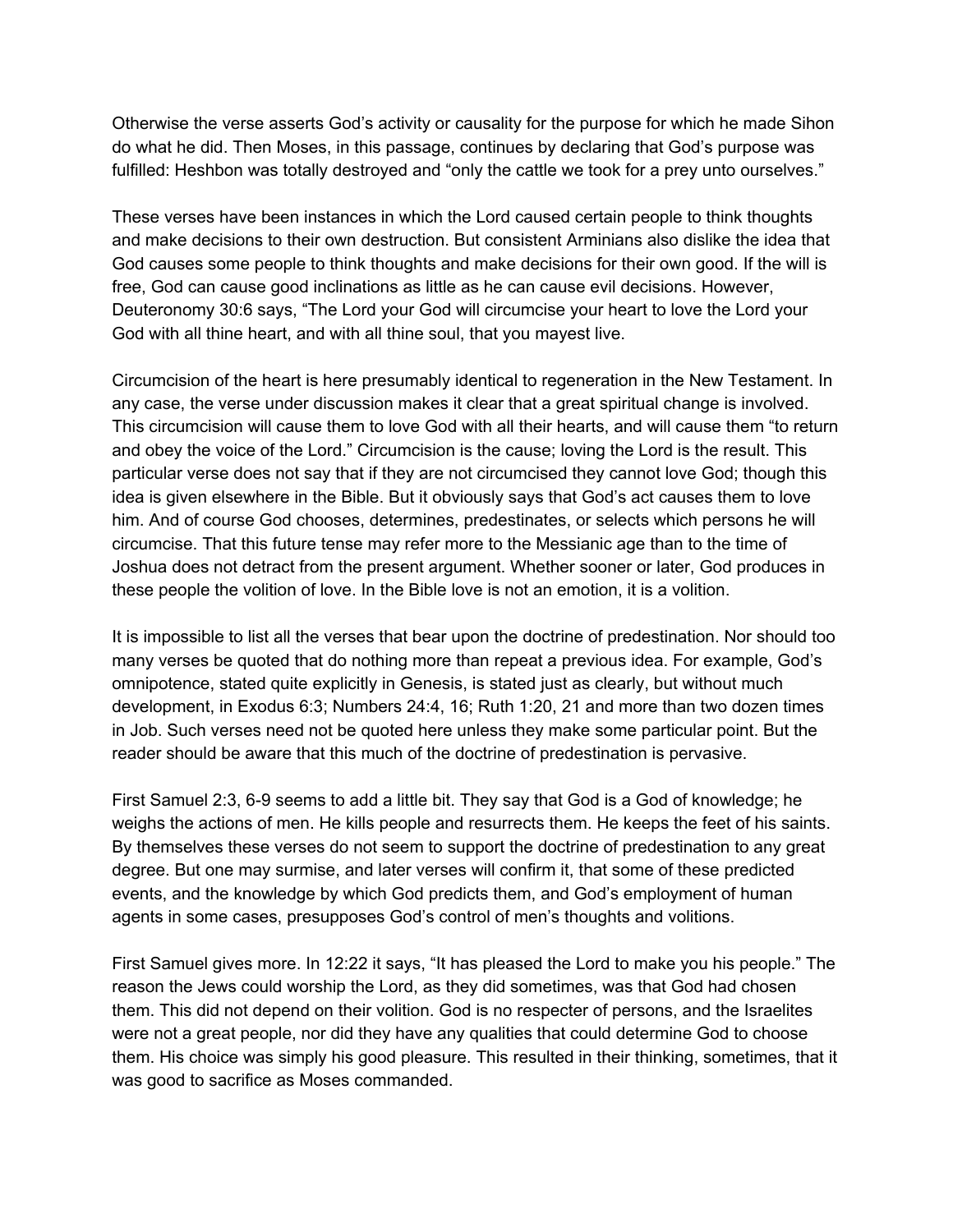Otherwise the verse asserts God's activity or causality for the purpose for which he made Sihon do what he did. Then Moses, in this passage, continues by declaring that God's purpose was fulfilled: Heshbon was totally destroyed and "only the cattle we took for a prey unto ourselves."

These verses have been instances in which the Lord caused certain people to think thoughts and make decisions to their own destruction. But consistent Arminians also dislike the idea that God causes some people to think thoughts and make decisions for their own good. If the will is free, God can cause good inclinations as little as he can cause evil decisions. However, Deuteronomy 30:6 says, "The Lord your God will circumcise your heart to love the Lord your God with all thine heart, and with all thine soul, that you mayest live.

Circumcision of the heart is here presumably identical to regeneration in the New Testament. In any case, the verse under discussion makes it clear that a great spiritual change is involved. This circumcision will cause them to love God with all their hearts, and will cause them "to return and obey the voice of the Lord." Circumcision is the cause; loving the Lord is the result. This particular verse does not say that if they are not circumcised they cannot love God; though this idea is given elsewhere in the Bible. But it obviously says that God's act causes them to love him. And of course God chooses, determines, predestinates, or selects which persons he will circumcise. That this future tense may refer more to the Messianic age than to the time of Joshua does not detract from the present argument. Whether sooner or later, God produces in these people the volition of love. In the Bible love is not an emotion, it is a volition.

It is impossible to list all the verses that bear upon the doctrine of predestination. Nor should too many verses be quoted that do nothing more than repeat a previous idea. For example, God's omnipotence, stated quite explicitly in Genesis, is stated just as clearly, but without much development, in Exodus 6:3; Numbers 24:4, 16; Ruth 1:20, 21 and more than two dozen times in Job. Such verses need not be quoted here unless they make some particular point. But the reader should be aware that this much of the doctrine of predestination is pervasive.

First Samuel 2:3, 6-9 seems to add a little bit. They say that God is a God of knowledge; he weighs the actions of men. He kills people and resurrects them. He keeps the feet of his saints. By themselves these verses do not seem to support the doctrine of predestination to any great degree. But one may surmise, and later verses will confirm it, that some of these predicted events, and the knowledge by which God predicts them, and God's employment of human agents in some cases, presupposes God's control of men's thoughts and volitions.

First Samuel gives more. In 12:22 it says, "It has pleased the Lord to make you his people." The reason the Jews could worship the Lord, as they did sometimes, was that God had chosen them. This did not depend on their volition. God is no respecter of persons, and the Israelites were not a great people, nor did they have any qualities that could determine God to choose them. His choice was simply his good pleasure. This resulted in their thinking, sometimes, that it was good to sacrifice as Moses commanded.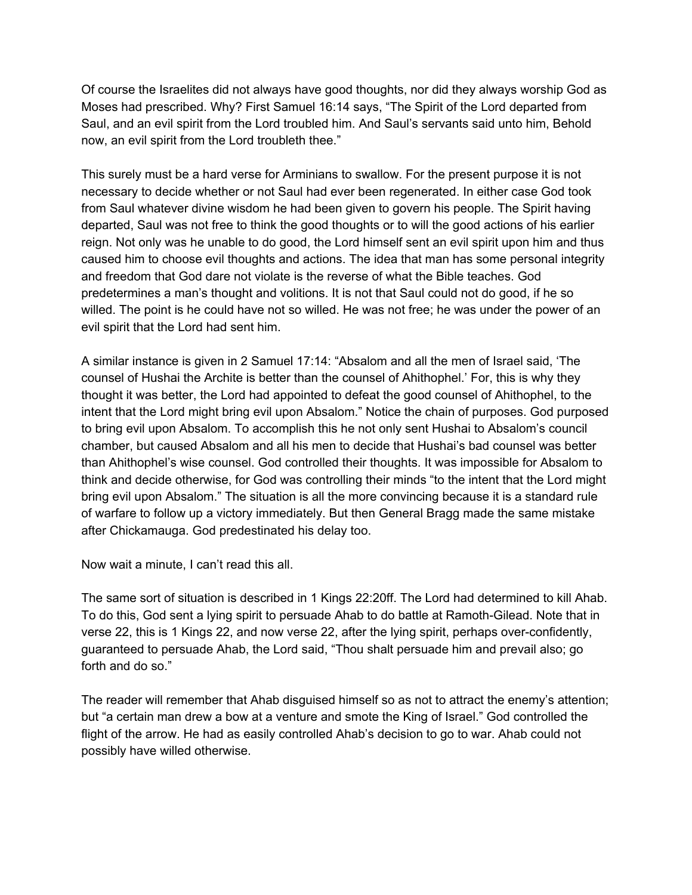Of course the Israelites did not always have good thoughts, nor did they always worship God as Moses had prescribed. Why? First Samuel 16:14 says, "The Spirit of the Lord departed from Saul, and an evil spirit from the Lord troubled him. And Saul's servants said unto him, Behold now, an evil spirit from the Lord troubleth thee."

This surely must be a hard verse for Arminians to swallow. For the present purpose it is not necessary to decide whether or not Saul had ever been regenerated. In either case God took from Saul whatever divine wisdom he had been given to govern his people. The Spirit having departed, Saul was not free to think the good thoughts or to will the good actions of his earlier reign. Not only was he unable to do good, the Lord himself sent an evil spirit upon him and thus caused him to choose evil thoughts and actions. The idea that man has some personal integrity and freedom that God dare not violate is the reverse of what the Bible teaches. God predetermines a man's thought and volitions. It is not that Saul could not do good, if he so willed. The point is he could have not so willed. He was not free; he was under the power of an evil spirit that the Lord had sent him.

A similar instance is given in 2 Samuel 17:14: "Absalom and all the men of Israel said, 'The counsel of Hushai the Archite is better than the counsel of Ahithophel.' For, this is why they thought it was better, the Lord had appointed to defeat the good counsel of Ahithophel, to the intent that the Lord might bring evil upon Absalom." Notice the chain of purposes. God purposed to bring evil upon Absalom. To accomplish this he not only sent Hushai to Absalom's council chamber, but caused Absalom and all his men to decide that Hushai's bad counsel was better than Ahithophel's wise counsel. God controlled their thoughts. It was impossible for Absalom to think and decide otherwise, for God was controlling their minds "to the intent that the Lord might bring evil upon Absalom." The situation is all the more convincing because it is a standard rule of warfare to follow up a victory immediately. But then General Bragg made the same mistake after Chickamauga. God predestinated his delay too.

Now wait a minute, I can't read this all.

The same sort of situation is described in 1 Kings 22:20ff. The Lord had determined to kill Ahab. To do this, God sent a lying spirit to persuade Ahab to do battle at Ramoth-Gilead. Note that in verse 22, this is 1 Kings 22, and now verse 22, after the lying spirit, perhaps over-confidently, guaranteed to persuade Ahab, the Lord said, "Thou shalt persuade him and prevail also; go forth and do so."

The reader will remember that Ahab disguised himself so as not to attract the enemy's attention; but "a certain man drew a bow at a venture and smote the King of Israel." God controlled the flight of the arrow. He had as easily controlled Ahab's decision to go to war. Ahab could not possibly have willed otherwise.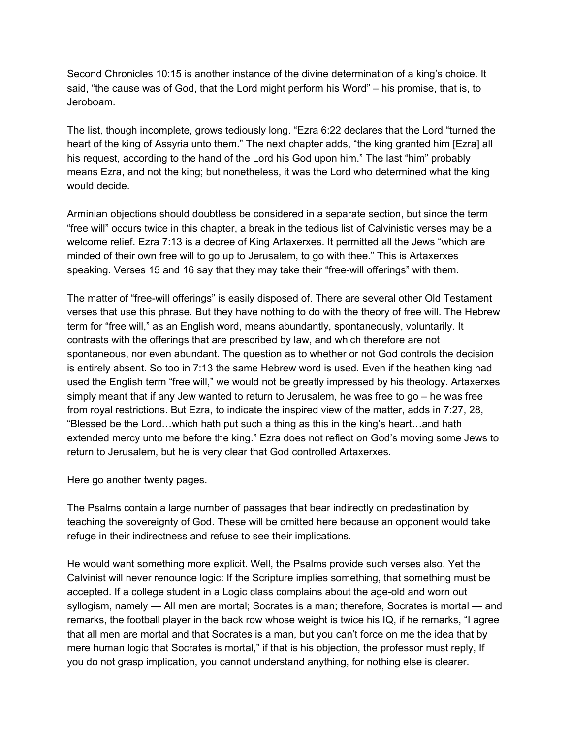Second Chronicles 10:15 is another instance of the divine determination of a king's choice. It said, "the cause was of God, that the Lord might perform his Word" – his promise, that is, to Jeroboam.

The list, though incomplete, grows tediously long. "Ezra 6:22 declares that the Lord "turned the heart of the king of Assyria unto them." The next chapter adds, "the king granted him [Ezra] all his request, according to the hand of the Lord his God upon him." The last "him" probably means Ezra, and not the king; but nonetheless, it was the Lord who determined what the king would decide.

Arminian objections should doubtless be considered in a separate section, but since the term "free will" occurs twice in this chapter, a break in the tedious list of Calvinistic verses may be a welcome relief. Ezra 7:13 is a decree of King Artaxerxes. It permitted all the Jews "which are minded of their own free will to go up to Jerusalem, to go with thee." This is Artaxerxes speaking. Verses 15 and 16 say that they may take their "free-will offerings" with them.

The matter of "free-will offerings" is easily disposed of. There are several other Old Testament verses that use this phrase. But they have nothing to do with the theory of free will. The Hebrew term for "free will," as an English word, means abundantly, spontaneously, voluntarily. It contrasts with the offerings that are prescribed by law, and which therefore are not spontaneous, nor even abundant. The question as to whether or not God controls the decision is entirely absent. So too in 7:13 the same Hebrew word is used. Even if the heathen king had used the English term "free will," we would not be greatly impressed by his theology. Artaxerxes simply meant that if any Jew wanted to return to Jerusalem, he was free to go – he was free from royal restrictions. But Ezra, to indicate the inspired view of the matter, adds in 7:27, 28, "Blessed be the Lord…which hath put such a thing as this in the king's heart…and hath extended mercy unto me before the king." Ezra does not reflect on God's moving some Jews to return to Jerusalem, but he is very clear that God controlled Artaxerxes.

Here go another twenty pages.

The Psalms contain a large number of passages that bear indirectly on predestination by teaching the sovereignty of God. These will be omitted here because an opponent would take refuge in their indirectness and refuse to see their implications.

He would want something more explicit. Well, the Psalms provide such verses also. Yet the Calvinist will never renounce logic: If the Scripture implies something, that something must be accepted. If a college student in a Logic class complains about the age-old and worn out syllogism, namely — All men are mortal; Socrates is a man; therefore, Socrates is mortal — and remarks, the football player in the back row whose weight is twice his IQ, if he remarks, "I agree that all men are mortal and that Socrates is a man, but you can't force on me the idea that by mere human logic that Socrates is mortal," if that is his objection, the professor must reply, If you do not grasp implication, you cannot understand anything, for nothing else is clearer.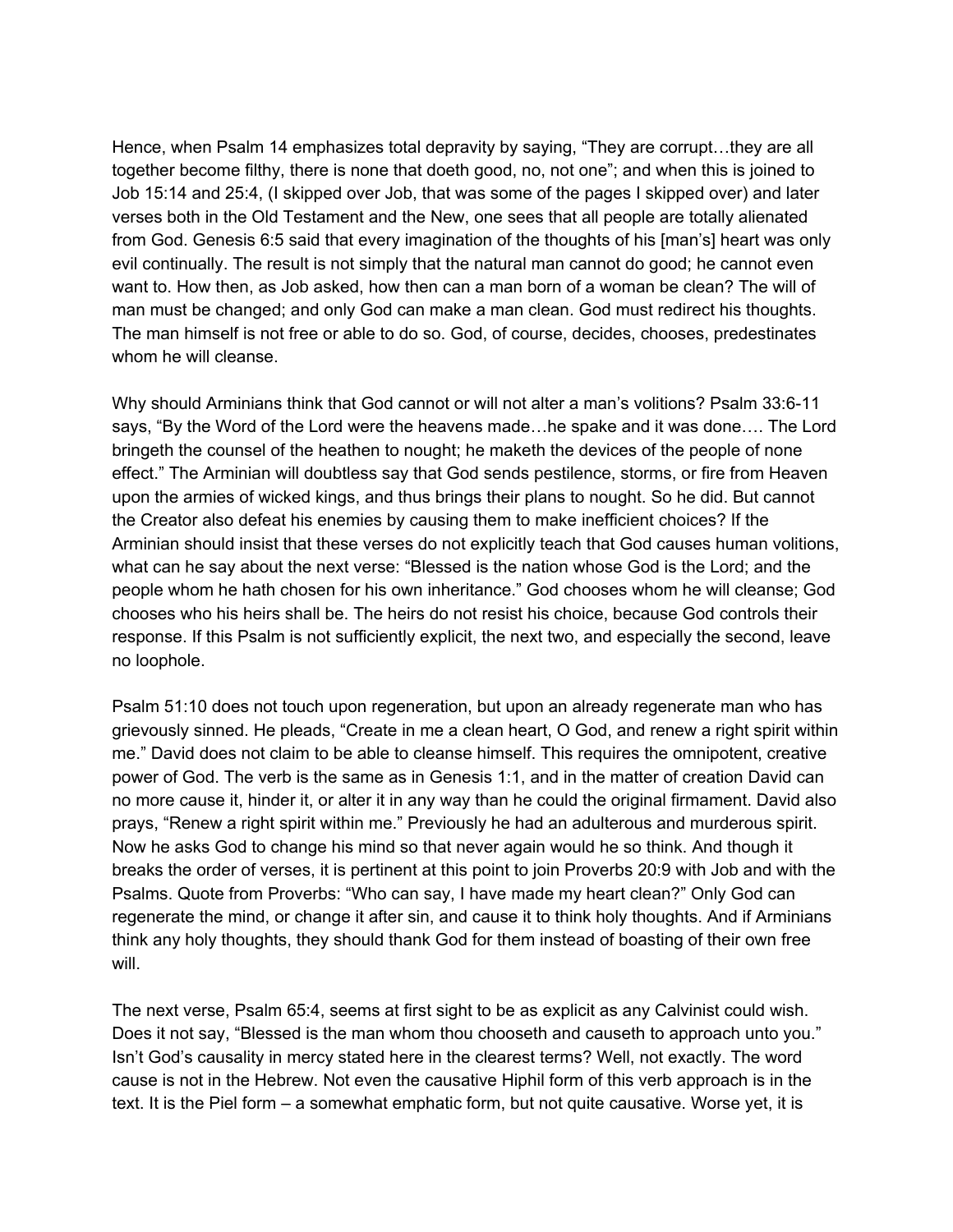Hence, when Psalm 14 emphasizes total depravity by saying, “They are corrupt…they are all together become filthy, there is none that doeth good, no, not one”; and when this is joined to Job 15:14 and 25:4, (I skipped over Job, that was some of the pages I skipped over) and later verses both in the Old Testament and the New, one sees that all people are totally alienated from God. Genesis 6:5 said that every imagination of the thoughts of his [man’s] heart was only evil continually. The result is not simply that the natural man cannot do good; he cannot even want to. How then, as Job asked, how then can a man born of a woman be clean? The will of man must be changed; and only God can make a man clean. God must redirect his thoughts. The man himself is not free or able to do so. God, of course, decides, chooses, predestinates whom he will cleanse.

Why should Arminians think that God cannot or will not alter a man’s volitions? Psalm 33:6-11 says, “By the Word of the Lord were the heavens made…he spake and it was done…. The Lord bringeth the counsel of the heathen to nought; he maketh the devices of the people of none effect.” The Arminian will doubtless say that God sends pestilence, storms, or fire from Heaven upon the armies of wicked kings, and thus brings their plans to nought. So he did. But cannot the Creator also defeat his enemies by causing them to make inefficient choices? If the Arminian should insist that these verses do not explicitly teach that God causes human volitions, what can he say about the next verse: “Blessed is the nation whose God is the Lord; and the people whom he hath chosen for his own inheritance.” God chooses whom he will cleanse; God chooses who his heirs shall be. The heirs do not resist his choice, because God controls their response. If this Psalm is not sufficiently explicit, the next two, and especially the second, leave no loophole.

Psalm 51:10 does not touch upon regeneration, but upon an already regenerate man who has grievously sinned. He pleads, “Create in me a clean heart, O God, and renew a right spirit within me.” David does not claim to be able to cleanse himself. This requires the omnipotent, creative power of God. The verb is the same as in Genesis 1:1, and in the matter of creation David can no more cause it, hinder it, or alter it in any way than he could the original firmament. David also prays, “Renew a right spirit within me.” Previously he had an adulterous and murderous spirit. Now he asks God to change his mind so that never again would he so think. And though it breaks the order of verses, it is pertinent at this point to join Proverbs 20:9 with Job and with the Psalms. Quote from Proverbs: “Who can say, I have made my heart clean?” Only God can regenerate the mind, or change it after sin, and cause it to think holy thoughts. And if Arminians think any holy thoughts, they should thank God for them instead of boasting of their own free will.

The next verse, Psalm 65:4, seems at first sight to be as explicit as any Calvinist could wish. Does it not say, “Blessed is the man whom thou chooseth and causeth to approach unto you.” Isn’t God’s causality in mercy stated here in the clearest terms? Well, not exactly. The word cause is not in the Hebrew. Not even the causative Hiphil form of this verb approach is in the text. It is the Piel form – a somewhat emphatic form, but not quite causative. Worse yet, it is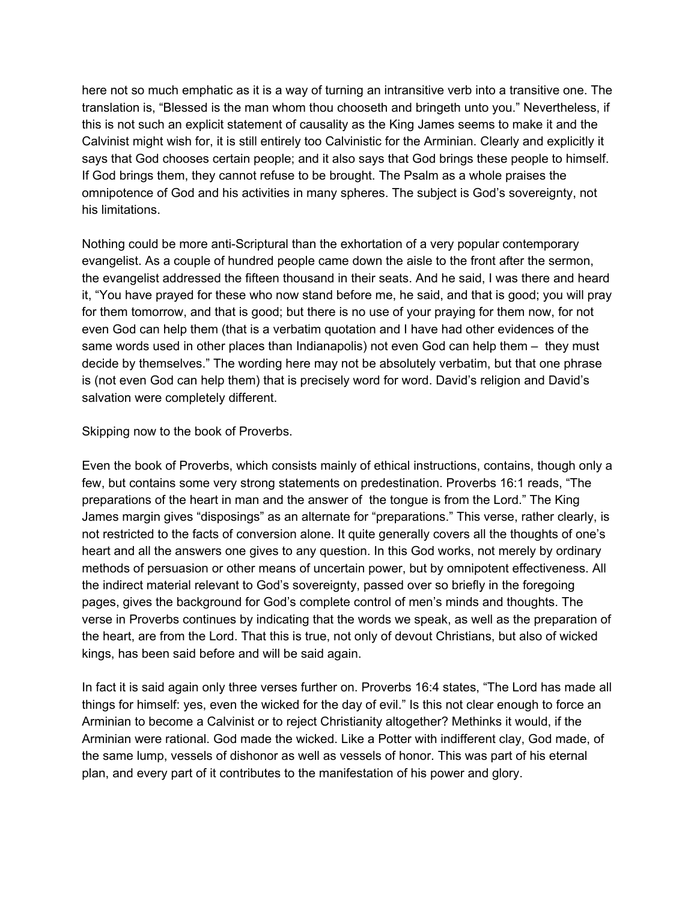here not so much emphatic as it is a way of turning an intransitive verb into a transitive one. The translation is, "Blessed is the man whom thou chooseth and bringeth unto you." Nevertheless, if this is not such an explicit statement of causality as the King James seems to make it and the Calvinist might wish for, it is still entirely too Calvinistic for the Arminian. Clearly and explicitly it says that God chooses certain people; and it also says that God brings these people to himself. If God brings them, they cannot refuse to be brought. The Psalm as a whole praises the omnipotence of God and his activities in many spheres. The subject is God's sovereignty, not his limitations.

Nothing could be more anti-Scriptural than the exhortation of a very popular contemporary evangelist. As a couple of hundred people came down the aisle to the front after the sermon, the evangelist addressed the fifteen thousand in their seats. And he said, I was there and heard it, "You have prayed for these who now stand before me, he said, and that is good; you will pray for them tomorrow, and that is good; but there is no use of your praying for them now, for not even God can help them (that is a verbatim quotation and I have had other evidences of the same words used in other places than Indianapolis) not even God can help them – they must decide by themselves." The wording here may not be absolutely verbatim, but that one phrase is (not even God can help them) that is precisely word for word. David's religion and David's salvation were completely different.

Skipping now to the book of Proverbs.

Even the book of Proverbs, which consists mainly of ethical instructions, contains, though only a few, but contains some very strong statements on predestination. Proverbs 16:1 reads, "The preparations of the heart in man and the answer of the tongue is from the Lord." The King James margin gives "disposings" as an alternate for "preparations." This verse, rather clearly, is not restricted to the facts of conversion alone. It quite generally covers all the thoughts of one's heart and all the answers one gives to any question. In this God works, not merely by ordinary methods of persuasion or other means of uncertain power, but by omnipotent effectiveness. All the indirect material relevant to God's sovereignty, passed over so briefly in the foregoing pages, gives the background for God's complete control of men's minds and thoughts. The verse in Proverbs continues by indicating that the words we speak, as well as the preparation of the heart, are from the Lord. That this is true, not only of devout Christians, but also of wicked kings, has been said before and will be said again.

In fact it is said again only three verses further on. Proverbs 16:4 states, "The Lord has made all things for himself: yes, even the wicked for the day of evil." Is this not clear enough to force an Arminian to become a Calvinist or to reject Christianity altogether? Methinks it would, if the Arminian were rational. God made the wicked. Like a Potter with indifferent clay, God made, of the same lump, vessels of dishonor as well as vessels of honor. This was part of his eternal plan, and every part of it contributes to the manifestation of his power and glory.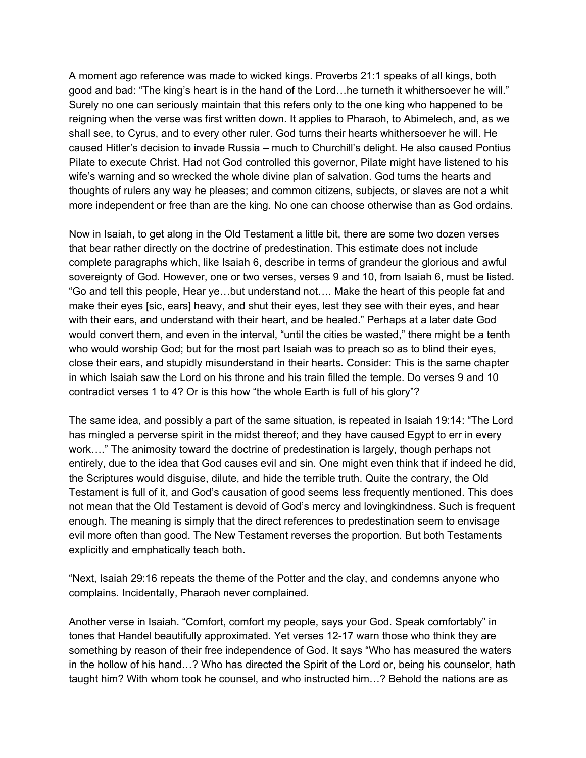A moment ago reference was made to wicked kings. Proverbs 21:1 speaks of all kings, both good and bad: "The king's heart is in the hand of the Lord…he turneth it whithersoever he will." Surely no one can seriously maintain that this refers only to the one king who happened to be reigning when the verse was first written down. It applies to Pharaoh, to Abimelech, and, as we shall see, to Cyrus, and to every other ruler. God turns their hearts whithersoever he will. He caused Hitler's decision to invade Russia – much to Churchill's delight. He also caused Pontius Pilate to execute Christ. Had not God controlled this governor, Pilate might have listened to his wife's warning and so wrecked the whole divine plan of salvation. God turns the hearts and thoughts of rulers any way he pleases; and common citizens, subjects, or slaves are not a whit more independent or free than are the king. No one can choose otherwise than as God ordains.

Now in Isaiah, to get along in the Old Testament a little bit, there are some two dozen verses that bear rather directly on the doctrine of predestination. This estimate does not include complete paragraphs which, like Isaiah 6, describe in terms of grandeur the glorious and awful sovereignty of God. However, one or two verses, verses 9 and 10, from Isaiah 6, must be listed. "Go and tell this people, Hear ye…but understand not…. Make the heart of this people fat and make their eyes [sic, ears] heavy, and shut their eyes, lest they see with their eyes, and hear with their ears, and understand with their heart, and be healed." Perhaps at a later date God would convert them, and even in the interval, "until the cities be wasted," there might be a tenth who would worship God; but for the most part Isaiah was to preach so as to blind their eyes, close their ears, and stupidly misunderstand in their hearts. Consider: This is the same chapter in which Isaiah saw the Lord on his throne and his train filled the temple. Do verses 9 and 10 contradict verses 1 to 4? Or is this how "the whole Earth is full of his glory"?

The same idea, and possibly a part of the same situation, is repeated in Isaiah 19:14: "The Lord has mingled a perverse spirit in the midst thereof; and they have caused Egypt to err in every work…." The animosity toward the doctrine of predestination is largely, though perhaps not entirely, due to the idea that God causes evil and sin. One might even think that if indeed he did, the Scriptures would disguise, dilute, and hide the terrible truth. Quite the contrary, the Old Testament is full of it, and God's causation of good seems less frequently mentioned. This does not mean that the Old Testament is devoid of God's mercy and lovingkindness. Such is frequent enough. The meaning is simply that the direct references to predestination seem to envisage evil more often than good. The New Testament reverses the proportion. But both Testaments explicitly and emphatically teach both.

"Next, Isaiah 29:16 repeats the theme of the Potter and the clay, and condemns anyone who complains. Incidentally, Pharaoh never complained.

Another verse in Isaiah. "Comfort, comfort my people, says your God. Speak comfortably" in tones that Handel beautifully approximated. Yet verses 12-17 warn those who think they are something by reason of their free independence of God. It says "Who has measured the waters in the hollow of his hand…? Who has directed the Spirit of the Lord or, being his counselor, hath taught him? With whom took he counsel, and who instructed him…? Behold the nations are as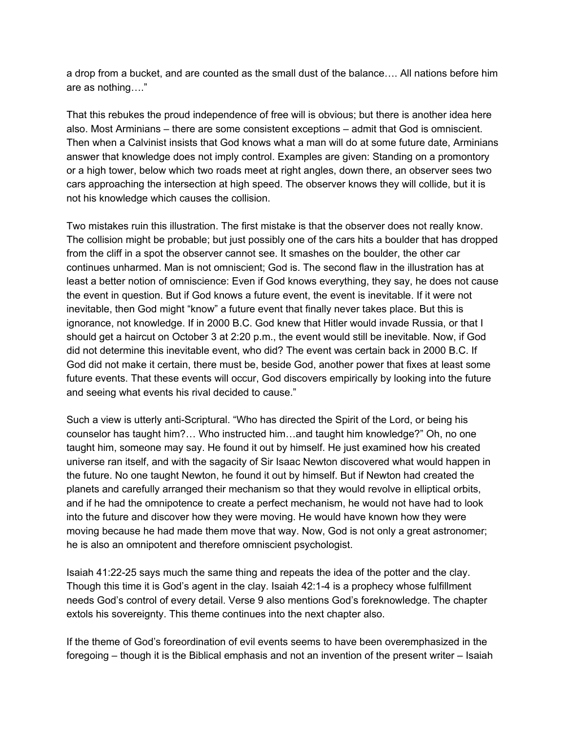a drop from a bucket, and are counted as the small dust of the balance…. All nations before him are as nothing…."

That this rebukes the proud independence of free will is obvious; but there is another idea here also. Most Arminians – there are some consistent exceptions – admit that God is omniscient. Then when a Calvinist insists that God knows what a man will do at some future date, Arminians answer that knowledge does not imply control. Examples are given: Standing on a promontory or a high tower, below which two roads meet at right angles, down there, an observer sees two cars approaching the intersection at high speed. The observer knows they will collide, but it is not his knowledge which causes the collision.

Two mistakes ruin this illustration. The first mistake is that the observer does not really know. The collision might be probable; but just possibly one of the cars hits a boulder that has dropped from the cliff in a spot the observer cannot see. It smashes on the boulder, the other car continues unharmed. Man is not omniscient; God is. The second flaw in the illustration has at least a better notion of omniscience: Even if God knows everything, they say, he does not cause the event in question. But if God knows a future event, the event is inevitable. If it were not inevitable, then God might "know" a future event that finally never takes place. But this is ignorance, not knowledge. If in 2000 B.C. God knew that Hitler would invade Russia, or that I should get a haircut on October 3 at 2:20 p.m., the event would still be inevitable. Now, if God did not determine this inevitable event, who did? The event was certain back in 2000 B.C. If God did not make it certain, there must be, beside God, another power that fixes at least some future events. That these events will occur, God discovers empirically by looking into the future and seeing what events his rival decided to cause."

Such a view is utterly anti-Scriptural. "Who has directed the Spirit of the Lord, or being his counselor has taught him?… Who instructed him…and taught him knowledge?" Oh, no one taught him, someone may say. He found it out by himself. He just examined how his created universe ran itself, and with the sagacity of Sir Isaac Newton discovered what would happen in the future. No one taught Newton, he found it out by himself. But if Newton had created the planets and carefully arranged their mechanism so that they would revolve in elliptical orbits, and if he had the omnipotence to create a perfect mechanism, he would not have had to look into the future and discover how they were moving. He would have known how they were moving because he had made them move that way. Now, God is not only a great astronomer; he is also an omnipotent and therefore omniscient psychologist.

Isaiah 41:22-25 says much the same thing and repeats the idea of the potter and the clay. Though this time it is God's agent in the clay. Isaiah 42:1-4 is a prophecy whose fulfillment needs God's control of every detail. Verse 9 also mentions God's foreknowledge. The chapter extols his sovereignty. This theme continues into the next chapter also.

If the theme of God's foreordination of evil events seems to have been overemphasized in the foregoing – though it is the Biblical emphasis and not an invention of the present writer – Isaiah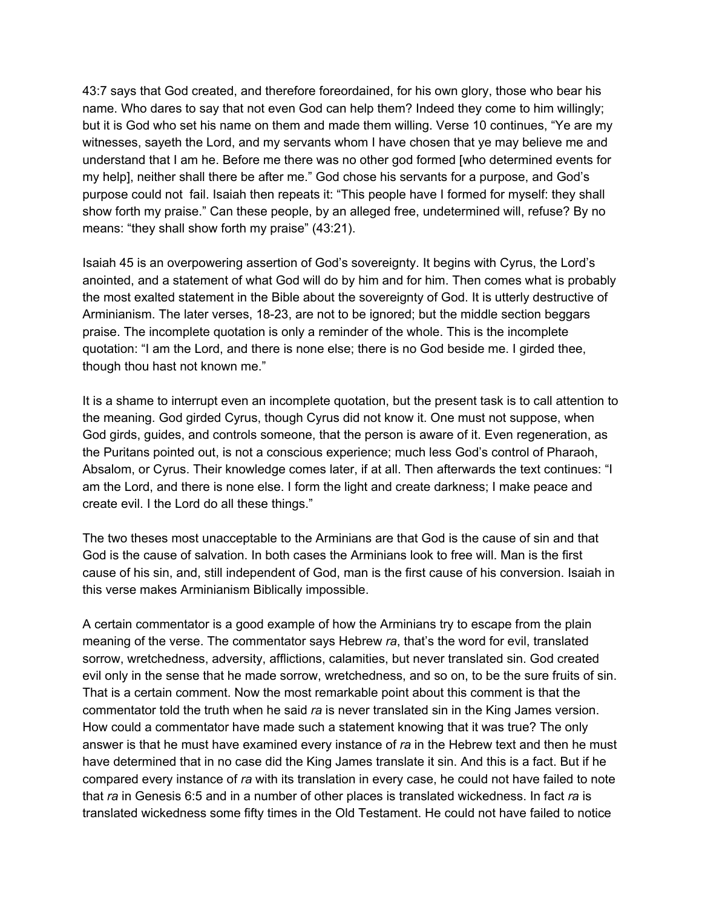43:7 says that God created, and therefore foreordained, for his own glory, those who bear his name. Who dares to say that not even God can help them? Indeed they come to him willingly; but it is God who set his name on them and made them willing. Verse 10 continues, "Ye are my witnesses, sayeth the Lord, and my servants whom I have chosen that ye may believe me and understand that I am he. Before me there was no other god formed [who determined events for my help], neither shall there be after me." God chose his servants for a purpose, and God's purpose could not fail. Isaiah then repeats it: "This people have I formed for myself: they shall show forth my praise." Can these people, by an alleged free, undetermined will, refuse? By no means: "they shall show forth my praise" (43:21).

Isaiah 45 is an overpowering assertion of God's sovereignty. It begins with Cyrus, the Lord's anointed, and a statement of what God will do by him and for him. Then comes what is probably the most exalted statement in the Bible about the sovereignty of God. It is utterly destructive of Arminianism. The later verses, 18-23, are not to be ignored; but the middle section beggars praise. The incomplete quotation is only a reminder of the whole. This is the incomplete quotation: "I am the Lord, and there is none else; there is no God beside me. I girded thee, though thou hast not known me."

It is a shame to interrupt even an incomplete quotation, but the present task is to call attention to the meaning. God girded Cyrus, though Cyrus did not know it. One must not suppose, when God girds, guides, and controls someone, that the person is aware of it. Even regeneration, as the Puritans pointed out, is not a conscious experience; much less God's control of Pharaoh, Absalom, or Cyrus. Their knowledge comes later, if at all. Then afterwards the text continues: "I am the Lord, and there is none else. I form the light and create darkness; I make peace and create evil. I the Lord do all these things."

The two theses most unacceptable to the Arminians are that God is the cause of sin and that God is the cause of salvation. In both cases the Arminians look to free will. Man is the first cause of his sin, and, still independent of God, man is the first cause of his conversion. Isaiah in this verse makes Arminianism Biblically impossible.

A certain commentator is a good example of how the Arminians try to escape from the plain meaning of the verse. The commentator says Hebrew *ra*, that's the word for evil, translated sorrow, wretchedness, adversity, afflictions, calamities, but never translated sin. God created evil only in the sense that he made sorrow, wretchedness, and so on, to be the sure fruits of sin. That is a certain comment. Now the most remarkable point about this comment is that the commentator told the truth when he said *ra* is never translated sin in the King James version. How could a commentator have made such a statement knowing that it was true? The only answer is that he must have examined every instance of *ra* in the Hebrew text and then he must have determined that in no case did the King James translate it sin. And this is a fact. But if he compared every instance of *ra* with its translation in every case, he could not have failed to note that *ra* in Genesis 6:5 and in a number of other places is translated wickedness. In fact *ra* is translated wickedness some fifty times in the Old Testament. He could not have failed to notice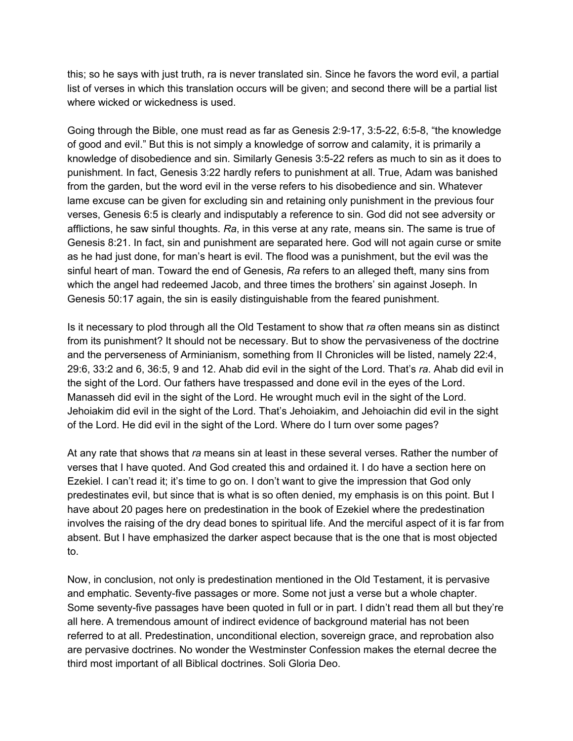this; so he says with just truth, ra is never translated sin. Since he favors the word evil, a partial list of verses in which this translation occurs will be given; and second there will be a partial list where wicked or wickedness is used.

Going through the Bible, one must read as far as Genesis 2:9-17, 3:5-22, 6:5-8, "the knowledge of good and evil." But this is not simply a knowledge of sorrow and calamity, it is primarily a knowledge of disobedience and sin. Similarly Genesis 3:5-22 refers as much to sin as it does to punishment. In fact, Genesis 3:22 hardly refers to punishment at all. True, Adam was banished from the garden, but the word evil in the verse refers to his disobedience and sin. Whatever lame excuse can be given for excluding sin and retaining only punishment in the previous four verses, Genesis 6:5 is clearly and indisputably a reference to sin. God did not see adversity or afflictions, he saw sinful thoughts. *Ra*, in this verse at any rate, means sin. The same is true of Genesis 8:21. In fact, sin and punishment are separated here. God will not again curse or smite as he had just done, for man's heart is evil. The flood was a punishment, but the evil was the sinful heart of man. Toward the end of Genesis, *Ra* refers to an alleged theft, many sins from which the angel had redeemed Jacob, and three times the brothers' sin against Joseph. In Genesis 50:17 again, the sin is easily distinguishable from the feared punishment.

Is it necessary to plod through all the Old Testament to show that *ra* often means sin as distinct from its punishment? It should not be necessary. But to show the pervasiveness of the doctrine and the perverseness of Arminianism, something from II Chronicles will be listed, namely 22:4, 29:6, 33:2 and 6, 36:5, 9 and 12. Ahab did evil in the sight of the Lord. That's *ra*. Ahab did evil in the sight of the Lord. Our fathers have trespassed and done evil in the eyes of the Lord. Manasseh did evil in the sight of the Lord. He wrought much evil in the sight of the Lord. Jehoiakim did evil in the sight of the Lord. That's Jehoiakim, and Jehoiachin did evil in the sight of the Lord. He did evil in the sight of the Lord. Where do I turn over some pages?

At any rate that shows that *ra* means sin at least in these several verses. Rather the number of verses that I have quoted. And God created this and ordained it. I do have a section here on Ezekiel. I can't read it; it's time to go on. I don't want to give the impression that God only predestinates evil, but since that is what is so often denied, my emphasis is on this point. But I have about 20 pages here on predestination in the book of Ezekiel where the predestination involves the raising of the dry dead bones to spiritual life. And the merciful aspect of it is far from absent. But I have emphasized the darker aspect because that is the one that is most objected to.

Now, in conclusion, not only is predestination mentioned in the Old Testament, it is pervasive and emphatic. Seventy-five passages or more. Some not just a verse but a whole chapter. Some seventy-five passages have been quoted in full or in part. I didn't read them all but they're all here. A tremendous amount of indirect evidence of background material has not been referred to at all. Predestination, unconditional election, sovereign grace, and reprobation also are pervasive doctrines. No wonder the Westminster Confession makes the eternal decree the third most important of all Biblical doctrines. Soli Gloria Deo.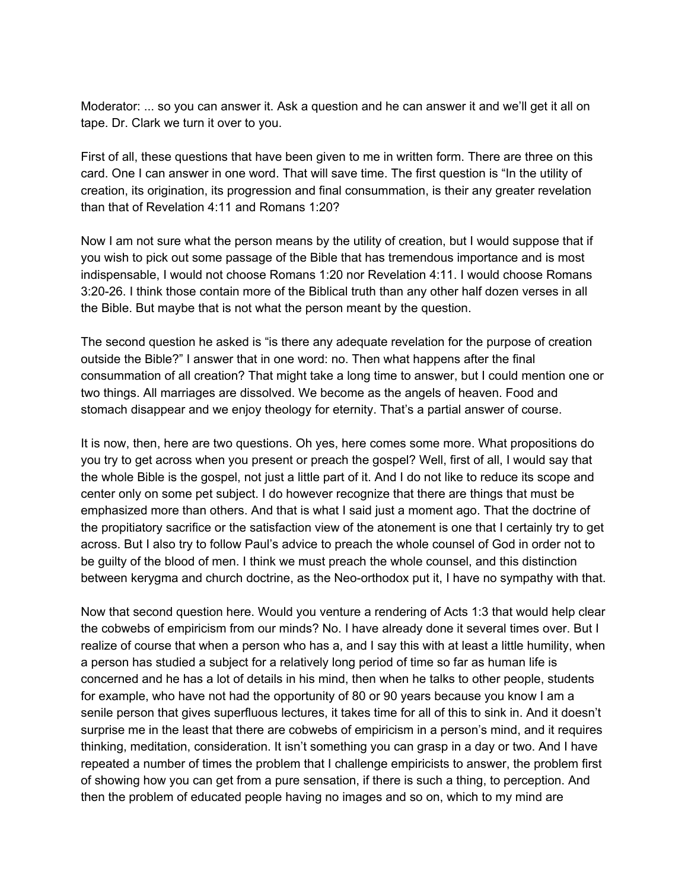Moderator: ... so you can answer it. Ask a question and he can answer it and we'll get it all on tape. Dr. Clark we turn it over to you.

First of all, these questions that have been given to me in written form. There are three on this card. One I can answer in one word. That will save time. The first question is "In the utility of creation, its origination, its progression and final consummation, is their any greater revelation than that of Revelation 4:11 and Romans 1:20?

Now I am not sure what the person means by the utility of creation, but I would suppose that if you wish to pick out some passage of the Bible that has tremendous importance and is most indispensable, I would not choose Romans 1:20 nor Revelation 4:11. I would choose Romans 3:20-26. I think those contain more of the Biblical truth than any other half dozen verses in all the Bible. But maybe that is not what the person meant by the question.

The second question he asked is "is there any adequate revelation for the purpose of creation outside the Bible?" I answer that in one word: no. Then what happens after the final consummation of all creation? That might take a long time to answer, but I could mention one or two things. All marriages are dissolved. We become as the angels of heaven. Food and stomach disappear and we enjoy theology for eternity. That's a partial answer of course.

It is now, then, here are two questions. Oh yes, here comes some more. What propositions do you try to get across when you present or preach the gospel? Well, first of all, I would say that the whole Bible is the gospel, not just a little part of it. And I do not like to reduce its scope and center only on some pet subject. I do however recognize that there are things that must be emphasized more than others. And that is what I said just a moment ago. That the doctrine of the propitiatory sacrifice or the satisfaction view of the atonement is one that I certainly try to get across. But I also try to follow Paul's advice to preach the whole counsel of God in order not to be guilty of the blood of men. I think we must preach the whole counsel, and this distinction between kerygma and church doctrine, as the Neo-orthodox put it, I have no sympathy with that.

Now that second question here. Would you venture a rendering of Acts 1:3 that would help clear the cobwebs of empiricism from our minds? No. I have already done it several times over. But I realize of course that when a person who has a, and I say this with at least a little humility, when a person has studied a subject for a relatively long period of time so far as human life is concerned and he has a lot of details in his mind, then when he talks to other people, students for example, who have not had the opportunity of 80 or 90 years because you know I am a senile person that gives superfluous lectures, it takes time for all of this to sink in. And it doesn't surprise me in the least that there are cobwebs of empiricism in a person's mind, and it requires thinking, meditation, consideration. It isn't something you can grasp in a day or two. And I have repeated a number of times the problem that I challenge empiricists to answer, the problem first of showing how you can get from a pure sensation, if there is such a thing, to perception. And then the problem of educated people having no images and so on, which to my mind are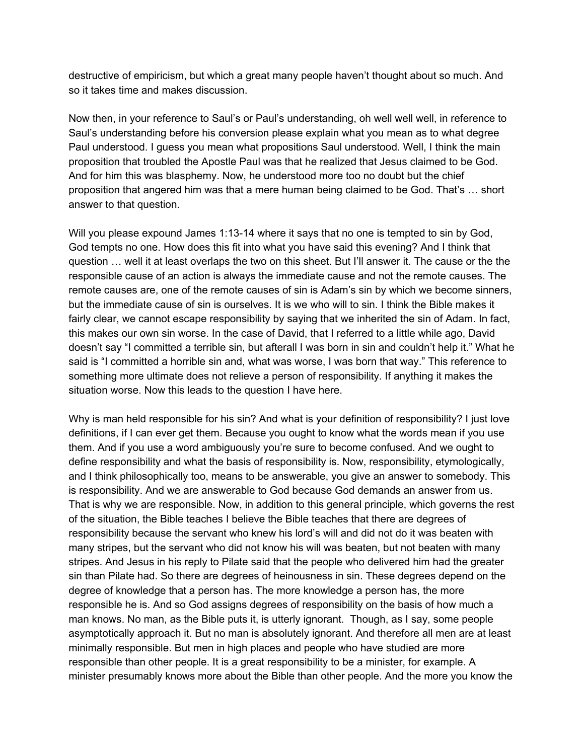destructive of empiricism, but which a great many people haven't thought about so much. And so it takes time and makes discussion.

Now then, in your reference to Saul's or Paul's understanding, oh well well well, in reference to Saul's understanding before his conversion please explain what you mean as to what degree Paul understood. I guess you mean what propositions Saul understood. Well, I think the main proposition that troubled the Apostle Paul was that he realized that Jesus claimed to be God. And for him this was blasphemy. Now, he understood more too no doubt but the chief proposition that angered him was that a mere human being claimed to be God. That's … short answer to that question.

Will you please expound James 1:13-14 where it says that no one is tempted to sin by God, God tempts no one. How does this fit into what you have said this evening? And I think that question … well it at least overlaps the two on this sheet. But I'll answer it. The cause or the the responsible cause of an action is always the immediate cause and not the remote causes. The remote causes are, one of the remote causes of sin is Adam's sin by which we become sinners, but the immediate cause of sin is ourselves. It is we who will to sin. I think the Bible makes it fairly clear, we cannot escape responsibility by saying that we inherited the sin of Adam. In fact, this makes our own sin worse. In the case of David, that I referred to a little while ago, David doesn't say "I committed a terrible sin, but afterall I was born in sin and couldn't help it." What he said is "I committed a horrible sin and, what was worse, I was born that way." This reference to something more ultimate does not relieve a person of responsibility. If anything it makes the situation worse. Now this leads to the question I have here.

Why is man held responsible for his sin? And what is your definition of responsibility? I just love definitions, if I can ever get them. Because you ought to know what the words mean if you use them. And if you use a word ambiguously you're sure to become confused. And we ought to define responsibility and what the basis of responsibility is. Now, responsibility, etymologically, and I think philosophically too, means to be answerable, you give an answer to somebody. This is responsibility. And we are answerable to God because God demands an answer from us. That is why we are responsible. Now, in addition to this general principle, which governs the rest of the situation, the Bible teaches I believe the Bible teaches that there are degrees of responsibility because the servant who knew his lord's will and did not do it was beaten with many stripes, but the servant who did not know his will was beaten, but not beaten with many stripes. And Jesus in his reply to Pilate said that the people who delivered him had the greater sin than Pilate had. So there are degrees of heinousness in sin. These degrees depend on the degree of knowledge that a person has. The more knowledge a person has, the more responsible he is. And so God assigns degrees of responsibility on the basis of how much a man knows. No man, as the Bible puts it, is utterly ignorant. Though, as I say, some people asymptotically approach it. But no man is absolutely ignorant. And therefore all men are at least minimally responsible. But men in high places and people who have studied are more responsible than other people. It is a great responsibility to be a minister, for example. A minister presumably knows more about the Bible than other people. And the more you know the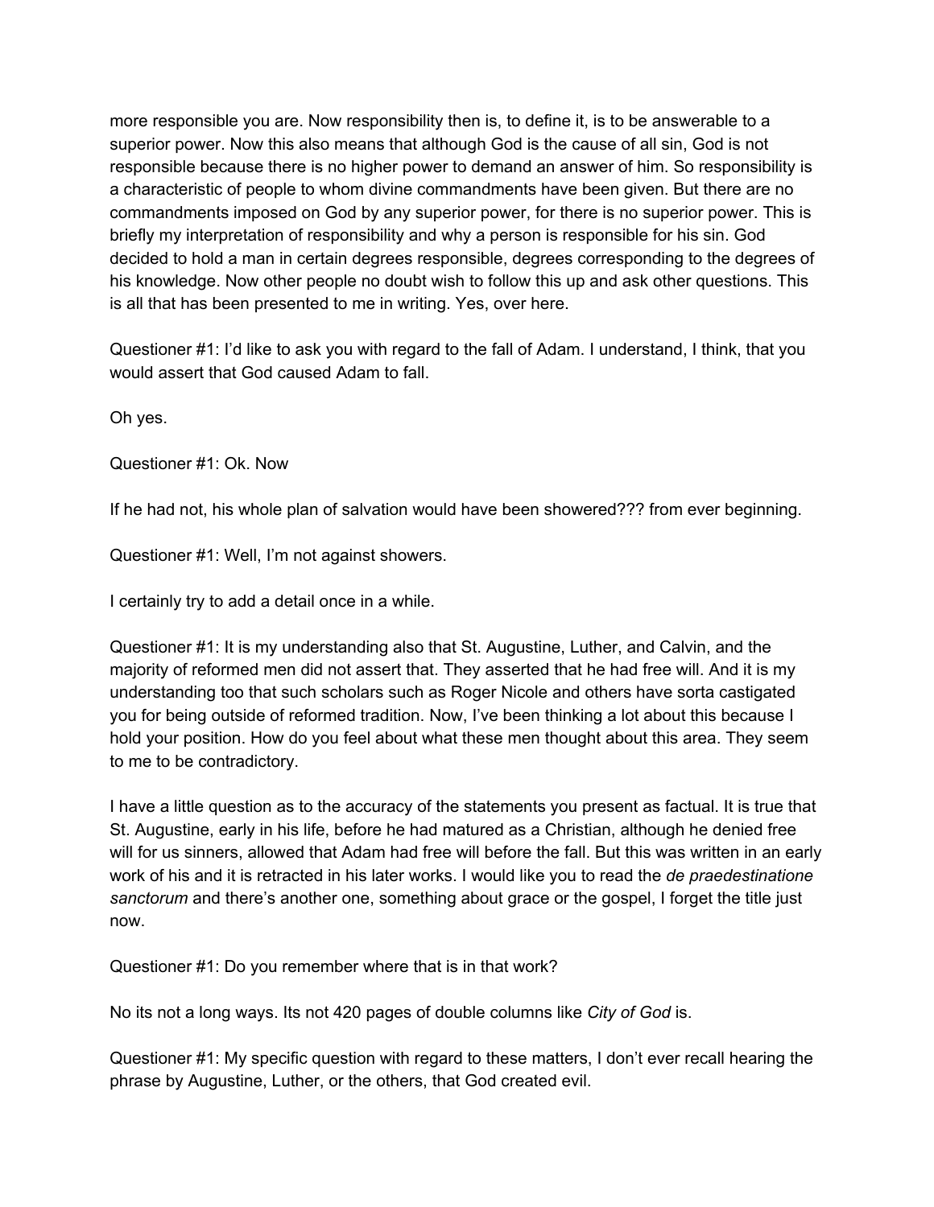more responsible you are. Now responsibility then is, to define it, is to be answerable to a superior power. Now this also means that although God is the cause of all sin, God is not responsible because there is no higher power to demand an answer of him. So responsibility is a characteristic of people to whom divine commandments have been given. But there are no commandments imposed on God by any superior power, for there is no superior power. This is briefly my interpretation of responsibility and why a person is responsible for his sin. God decided to hold a man in certain degrees responsible, degrees corresponding to the degrees of his knowledge. Now other people no doubt wish to follow this up and ask other questions. This is all that has been presented to me in writing. Yes, over here.

Questioner #1: I'd like to ask you with regard to the fall of Adam. I understand, I think, that you would assert that God caused Adam to fall.

Oh yes.

Questioner #1: Ok. Now

If he had not, his whole plan of salvation would have been showered??? from ever beginning.

Questioner #1: Well, I'm not against showers.

I certainly try to add a detail once in a while.

Questioner #1: It is my understanding also that St. Augustine, Luther, and Calvin, and the majority of reformed men did not assert that. They asserted that he had free will. And it is my understanding too that such scholars such as Roger Nicole and others have sorta castigated you for being outside of reformed tradition. Now, I've been thinking a lot about this because I hold your position. How do you feel about what these men thought about this area. They seem to me to be contradictory.

I have a little question as to the accuracy of the statements you present as factual. It is true that St. Augustine, early in his life, before he had matured as a Christian, although he denied free will for us sinners, allowed that Adam had free will before the fall. But this was written in an early work of his and it is retracted in his later works. I would like you to read the *de praedestinatione sanctorum* and there's another one, something about grace or the gospel, I forget the title just now.

Questioner #1: Do you remember where that is in that work?

No its not a long ways. Its not 420 pages of double columns like *City of God* is.

Questioner #1: My specific question with regard to these matters, I don't ever recall hearing the phrase by Augustine, Luther, or the others, that God created evil.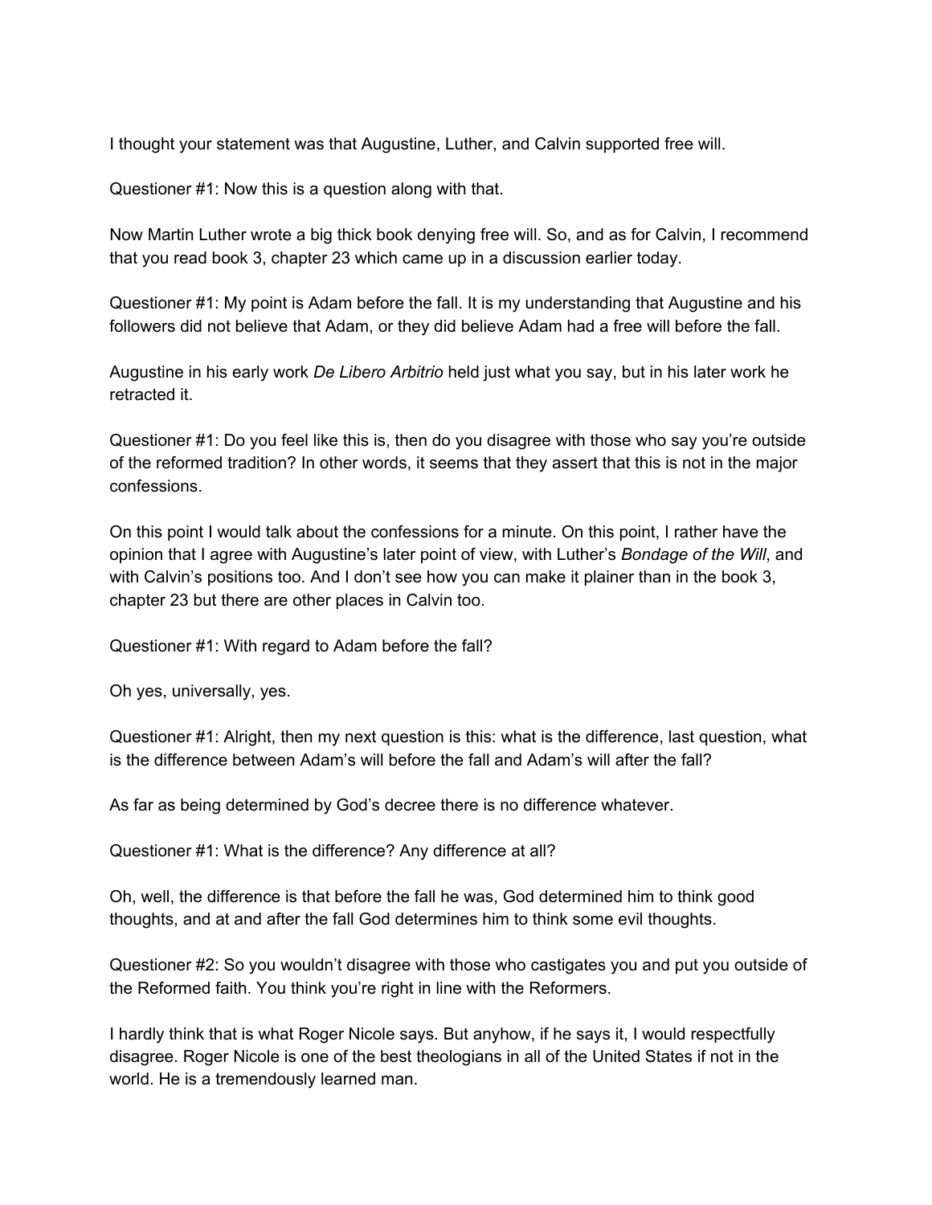I thought your statement was that Augustine, Luther, and Calvin supported free will.

Questioner #1: Now this is a question along with that.

Now Martin Luther wrote a big thick book denying free will. So, and as for Calvin, I recommend that you read book 3, chapter 23 which came up in a discussion earlier today.

Questioner #1: My point is Adam before the fall. It is my understanding that Augustine and his followers did not believe that Adam, or they did believe Adam had a free will before the fall.

Augustine in his early work *De Libero Arbitrio* held just what you say, but in his later work he retracted it.

Questioner #1: Do you feel like this is, then do you disagree with those who say you're outside of the reformed tradition? In other words, it seems that they assert that this is not in the major confessions.

On this point I would talk about the confessions for a minute. On this point, I rather have the opinion that I agree with Augustine's later point of view, with Luther's *Bondage of the Will*, and with Calvin's positions too. And I don't see how you can make it plainer than in the book 3, chapter 23 but there are other places in Calvin too.

Questioner #1: With regard to Adam before the fall?

Oh yes, universally, yes.

Questioner #1: Alright, then my next question is this: what is the difference, last question, what is the difference between Adam's will before the fall and Adam's will after the fall?

As far as being determined by God's decree there is no difference whatever.

Questioner #1: What is the difference? Any difference at all?

Oh, well, the difference is that before the fall he was, God determined him to think good thoughts, and at and after the fall God determines him to think some evil thoughts.

Questioner #2: So you wouldn't disagree with those who castigates you and put you outside of the Reformed faith. You think you're right in line with the Reformers.

I hardly think that is what Roger Nicole says. But anyhow, if he says it, I would respectfully disagree. Roger Nicole is one of the best theologians in all of the United States if not in the world. He is a tremendously learned man.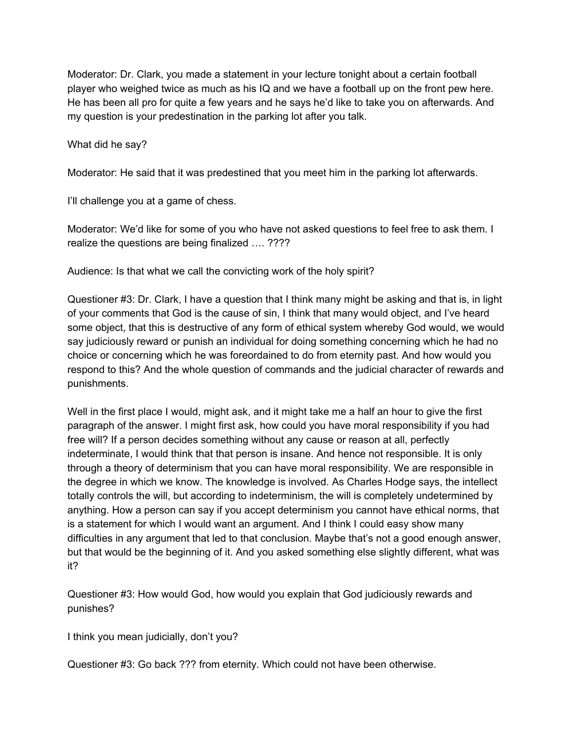Moderator: Dr. Clark, you made a statement in your lecture tonight about a certain football player who weighed twice as much as his IQ and we have a football up on the front pew here. He has been all pro for quite a few years and he says he'd like to take you on afterwards. And my question is your predestination in the parking lot after you talk.

What did he say?

Moderator: He said that it was predestined that you meet him in the parking lot afterwards.

I'll challenge you at a game of chess.

Moderator: We'd like for some of you who have not asked questions to feel free to ask them. I realize the questions are being finalized …. ????

Audience: Is that what we call the convicting work of the holy spirit?

Questioner #3: Dr. Clark, I have a question that I think many might be asking and that is, in light of your comments that God is the cause of sin, I think that many would object, and I've heard some object, that this is destructive of any form of ethical system whereby God would, we would say judiciously reward or punish an individual for doing something concerning which he had no choice or concerning which he was foreordained to do from eternity past. And how would you respond to this? And the whole question of commands and the judicial character of rewards and punishments.

Well in the first place I would, might ask, and it might take me a half an hour to give the first paragraph of the answer. I might first ask, how could you have moral responsibility if you had free will? If a person decides something without any cause or reason at all, perfectly indeterminate, I would think that that person is insane. And hence not responsible. It is only through a theory of determinism that you can have moral responsibility. We are responsible in the degree in which we know. The knowledge is involved. As Charles Hodge says, the intellect totally controls the will, but according to indeterminism, the will is completely undetermined by anything. How a person can say if you accept determinism you cannot have ethical norms, that is a statement for which I would want an argument. And I think I could easy show many difficulties in any argument that led to that conclusion. Maybe that's not a good enough answer, but that would be the beginning of it. And you asked something else slightly different, what was it?

Questioner #3: How would God, how would you explain that God judiciously rewards and punishes?

I think you mean judicially, don't you?

Questioner #3: Go back ??? from eternity. Which could not have been otherwise.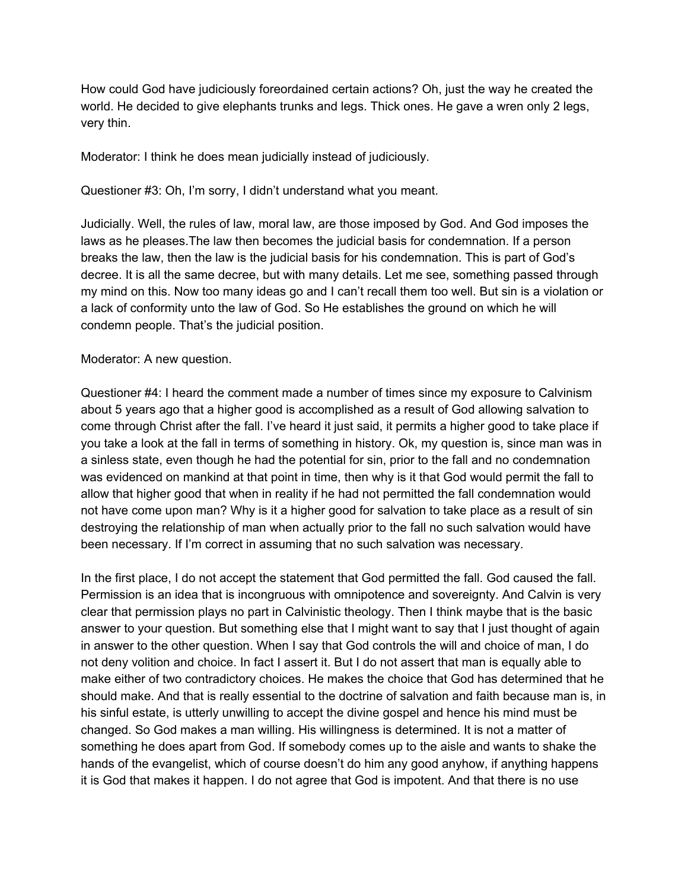How could God have judiciously foreordained certain actions? Oh, just the way he created the world. He decided to give elephants trunks and legs. Thick ones. He gave a wren only 2 legs, very thin.

Moderator: I think he does mean judicially instead of judiciously.

Questioner #3: Oh, I'm sorry, I didn't understand what you meant.

Judicially. Well, the rules of law, moral law, are those imposed by God. And God imposes the laws as he pleases.The law then becomes the judicial basis for condemnation. If a person breaks the law, then the law is the judicial basis for his condemnation. This is part of God's decree. It is all the same decree, but with many details. Let me see, something passed through my mind on this. Now too many ideas go and I can't recall them too well. But sin is a violation or a lack of conformity unto the law of God. So He establishes the ground on which he will condemn people. That's the judicial position.

Moderator: A new question.

Questioner #4: I heard the comment made a number of times since my exposure to Calvinism about 5 years ago that a higher good is accomplished as a result of God allowing salvation to come through Christ after the fall. I've heard it just said, it permits a higher good to take place if you take a look at the fall in terms of something in history. Ok, my question is, since man was in a sinless state, even though he had the potential for sin, prior to the fall and no condemnation was evidenced on mankind at that point in time, then why is it that God would permit the fall to allow that higher good that when in reality if he had not permitted the fall condemnation would not have come upon man? Why is it a higher good for salvation to take place as a result of sin destroying the relationship of man when actually prior to the fall no such salvation would have been necessary. If I'm correct in assuming that no such salvation was necessary.

In the first place, I do not accept the statement that God permitted the fall. God caused the fall. Permission is an idea that is incongruous with omnipotence and sovereignty. And Calvin is very clear that permission plays no part in Calvinistic theology. Then I think maybe that is the basic answer to your question. But something else that I might want to say that I just thought of again in answer to the other question. When I say that God controls the will and choice of man, I do not deny volition and choice. In fact I assert it. But I do not assert that man is equally able to make either of two contradictory choices. He makes the choice that God has determined that he should make. And that is really essential to the doctrine of salvation and faith because man is, in his sinful estate, is utterly unwilling to accept the divine gospel and hence his mind must be changed. So God makes a man willing. His willingness is determined. It is not a matter of something he does apart from God. If somebody comes up to the aisle and wants to shake the hands of the evangelist, which of course doesn't do him any good anyhow, if anything happens it is God that makes it happen. I do not agree that God is impotent. And that there is no use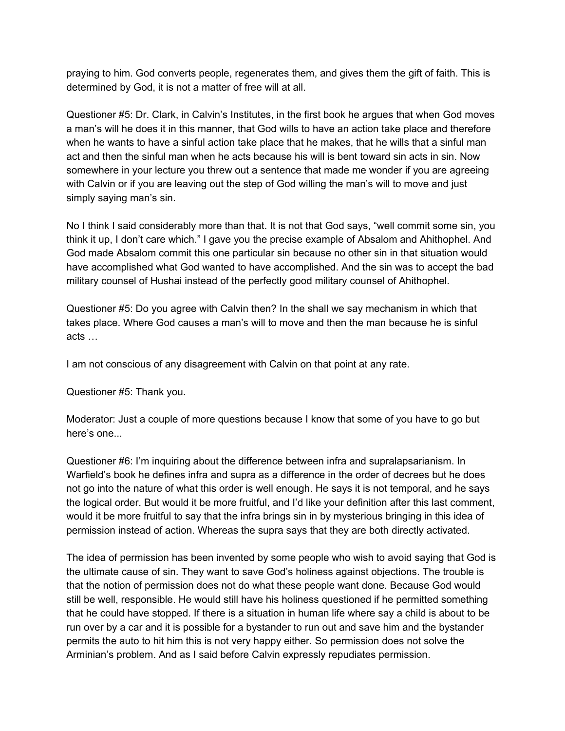praying to him. God converts people, regenerates them, and gives them the gift of faith. This is determined by God, it is not a matter of free will at all.

Questioner #5: Dr. Clark, in Calvin's Institutes, in the first book he argues that when God moves a man's will he does it in this manner, that God wills to have an action take place and therefore when he wants to have a sinful action take place that he makes, that he wills that a sinful man act and then the sinful man when he acts because his will is bent toward sin acts in sin. Now somewhere in your lecture you threw out a sentence that made me wonder if you are agreeing with Calvin or if you are leaving out the step of God willing the man's will to move and just simply saying man's sin.

No I think I said considerably more than that. It is not that God says, "well commit some sin, you think it up, I don't care which." I gave you the precise example of Absalom and Ahithophel. And God made Absalom commit this one particular sin because no other sin in that situation would have accomplished what God wanted to have accomplished. And the sin was to accept the bad military counsel of Hushai instead of the perfectly good military counsel of Ahithophel.

Questioner #5: Do you agree with Calvin then? In the shall we say mechanism in which that takes place. Where God causes a man's will to move and then the man because he is sinful acts …

I am not conscious of any disagreement with Calvin on that point at any rate.

Questioner #5: Thank you.

Moderator: Just a couple of more questions because I know that some of you have to go but here's one...

Questioner #6: I'm inquiring about the difference between infra and supralapsarianism. In Warfield's book he defines infra and supra as a difference in the order of decrees but he does not go into the nature of what this order is well enough. He says it is not temporal, and he says the logical order. But would it be more fruitful, and I'd like your definition after this last comment, would it be more fruitful to say that the infra brings sin in by mysterious bringing in this idea of permission instead of action. Whereas the supra says that they are both directly activated.

The idea of permission has been invented by some people who wish to avoid saying that God is the ultimate cause of sin. They want to save God's holiness against objections. The trouble is that the notion of permission does not do what these people want done. Because God would still be well, responsible. He would still have his holiness questioned if he permitted something that he could have stopped. If there is a situation in human life where say a child is about to be run over by a car and it is possible for a bystander to run out and save him and the bystander permits the auto to hit him this is not very happy either. So permission does not solve the Arminian's problem. And as I said before Calvin expressly repudiates permission.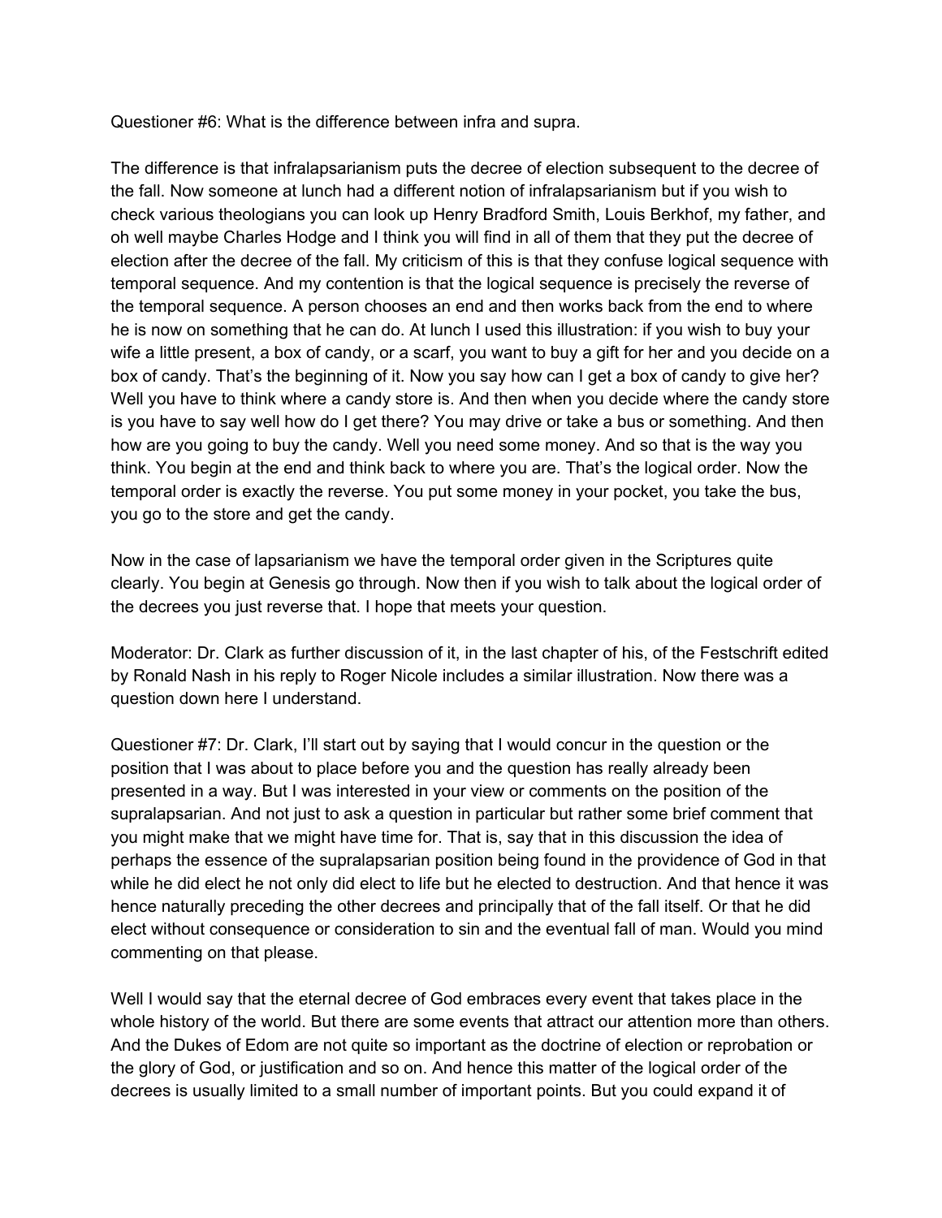Questioner #6: What is the difference between infra and supra.

The difference is that infralapsarianism puts the decree of election subsequent to the decree of the fall. Now someone at lunch had a different notion of infralapsarianism but if you wish to check various theologians you can look up Henry Bradford Smith, Louis Berkhof, my father, and oh well maybe Charles Hodge and I think you will find in all of them that they put the decree of election after the decree of the fall. My criticism of this is that they confuse logical sequence with temporal sequence. And my contention is that the logical sequence is precisely the reverse of the temporal sequence. A person chooses an end and then works back from the end to where he is now on something that he can do. At lunch I used this illustration: if you wish to buy your wife a little present, a box of candy, or a scarf, you want to buy a gift for her and you decide on a box of candy. That's the beginning of it. Now you say how can I get a box of candy to give her? Well you have to think where a candy store is. And then when you decide where the candy store is you have to say well how do I get there? You may drive or take a bus or something. And then how are you going to buy the candy. Well you need some money. And so that is the way you think. You begin at the end and think back to where you are. That's the logical order. Now the temporal order is exactly the reverse. You put some money in your pocket, you take the bus, you go to the store and get the candy.

Now in the case of lapsarianism we have the temporal order given in the Scriptures quite clearly. You begin at Genesis go through. Now then if you wish to talk about the logical order of the decrees you just reverse that. I hope that meets your question.

Moderator: Dr. Clark as further discussion of it, in the last chapter of his, of the Festschrift edited by Ronald Nash in his reply to Roger Nicole includes a similar illustration. Now there was a question down here I understand.

Questioner #7: Dr. Clark, I'll start out by saying that I would concur in the question or the position that I was about to place before you and the question has really already been presented in a way. But I was interested in your view or comments on the position of the supralapsarian. And not just to ask a question in particular but rather some brief comment that you might make that we might have time for. That is, say that in this discussion the idea of perhaps the essence of the supralapsarian position being found in the providence of God in that while he did elect he not only did elect to life but he elected to destruction. And that hence it was hence naturally preceding the other decrees and principally that of the fall itself. Or that he did elect without consequence or consideration to sin and the eventual fall of man. Would you mind commenting on that please.

Well I would say that the eternal decree of God embraces every event that takes place in the whole history of the world. But there are some events that attract our attention more than others. And the Dukes of Edom are not quite so important as the doctrine of election or reprobation or the glory of God, or justification and so on. And hence this matter of the logical order of the decrees is usually limited to a small number of important points. But you could expand it of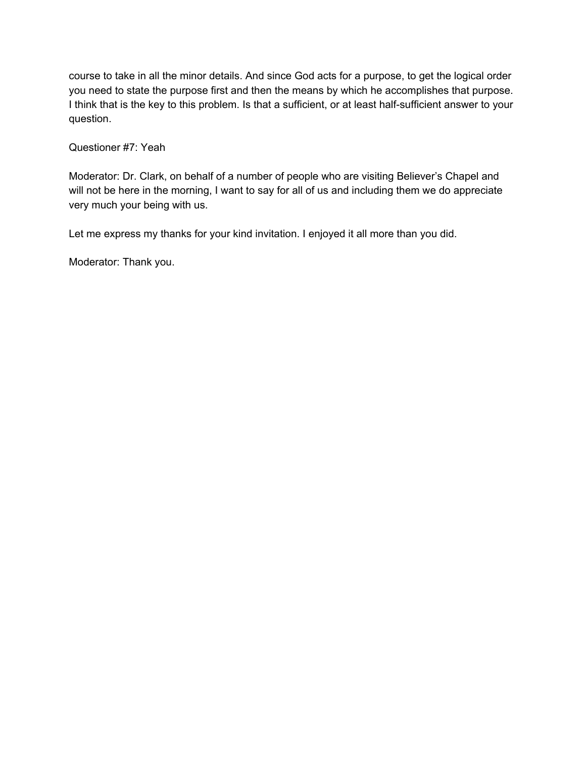course to take in all the minor details. And since God acts for a purpose, to get the logical order you need to state the purpose first and then the means by which he accomplishes that purpose. I think that is the key to this problem. Is that a sufficient, or at least half-sufficient answer to your question.

Questioner #7: Yeah

Moderator: Dr. Clark, on behalf of a number of people who are visiting Believer's Chapel and will not be here in the morning, I want to say for all of us and including them we do appreciate very much your being with us.

Let me express my thanks for your kind invitation. I enjoyed it all more than you did.

Moderator: Thank you.